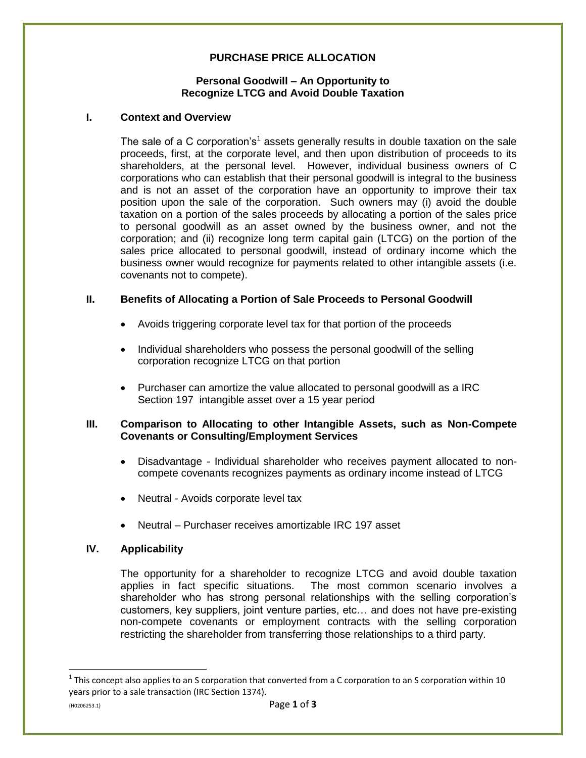# PURCHASE PRICE ALLOCATION

## Personal Goodwill – An Opportunity to Recognize LTCG and Avoid Double Taxation

### I. Context and Overview

The sale of a C corporation's[1] assets generally results in double taxation on the sale proceeds, first, at the corporate level, and then upon distribution of proceeds to its shareholders, at the personal level. However, individual business owners of C corporations who can establish that their personal goodwill is integral to the business and is not an asset of the corporation have an opportunity to improve their tax position upon the sale of the corporation. Such owners may (i) avoid the double taxation on a portion of the sales proceeds by allocating a portion of the sales price to personal goodwill as an asset owned by the business owner, and not the corporation; and (ii) recognize long term capital gain (LTCG) on the portion of the sales price allocated to personal goodwill, instead of ordinary income which the business owner would recognize for payments related to other intangible assets (i.e. covenants not to compete).

### II. Benefits of Allocating a Portion of Sale Proceeds to Personal Goodwill

- Avoids triggering corporate level tax for that portion of the proceeds
- Individual shareholders who possess the personal goodwill of the selling corporation recognize LTCG on that portion
- Purchaser can amortize the value allocated to personal goodwill as a IRC Section 197 intangible asset over a 15 year period

### III. Comparison to Allocating to other Intangible Assets, such as Non-Compete Covenants or Consulting/Employment Services

- Disadvantage - Individual shareholder who receives payment allocated to non-compete covenants recognizes payments as ordinary income instead of LTCG
- Neutral - Avoids corporate level tax
- Neutral – Purchaser receives amortizable IRC 197 asset

### IV. Applicability

The opportunity for a shareholder to recognize LTCG and avoid double taxation applies in fact specific situations. The most common scenario involves a shareholder who has strong personal relationships with the selling corporation's customers, key suppliers, joint venture parties, etc… and does not have pre-existing non-compete covenants or employment contracts with the selling corporation restricting the shareholder from transferring those relationships to a third party.

---

[1] This concept also applies to an S corporation that converted from a C corporation to an S corporation within 10 years prior to a sale transaction (IRC Section 1374).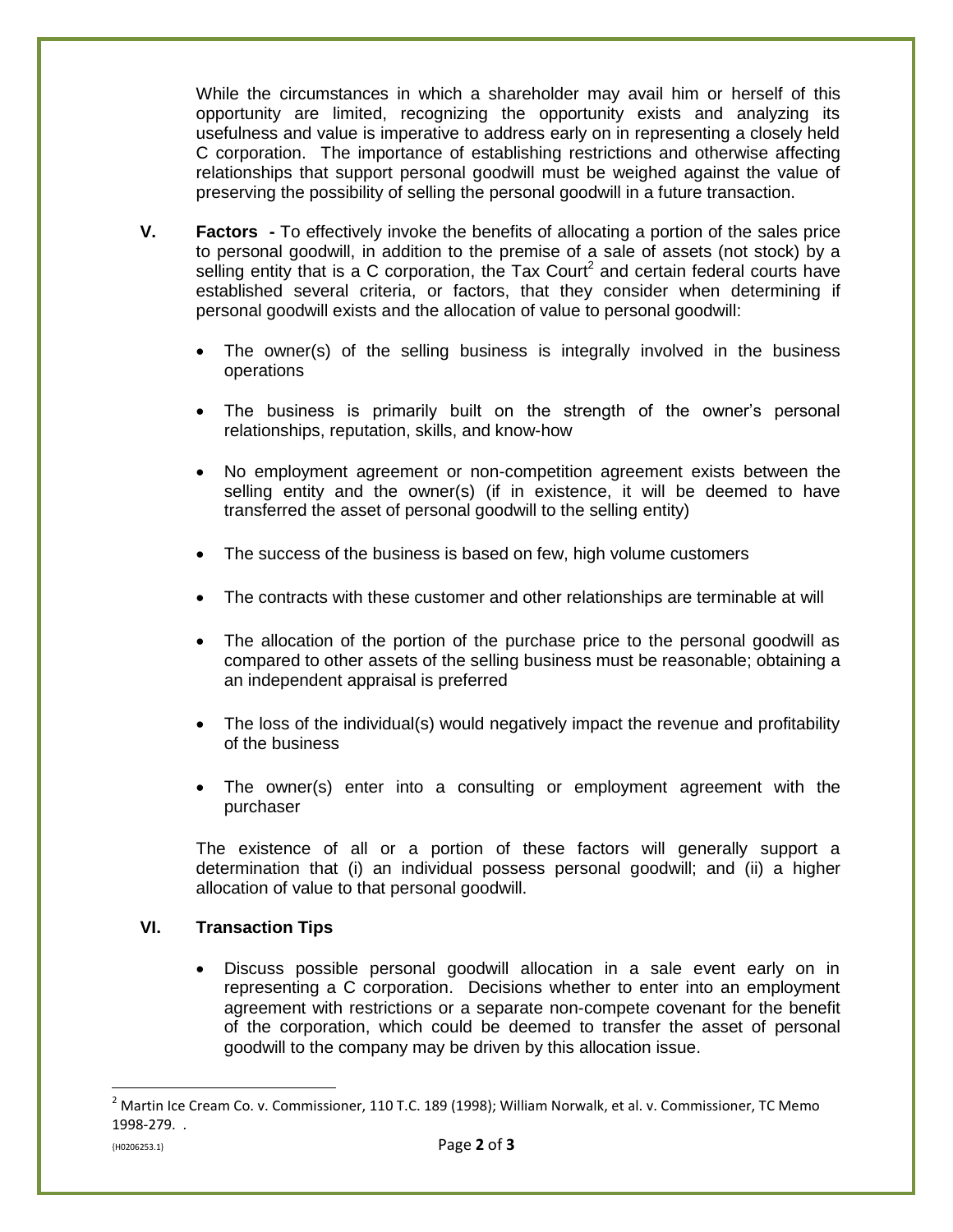While the circumstances in which a shareholder may avail him or herself of this opportunity are limited, recognizing the opportunity exists and analyzing its usefulness and value is imperative to address early on in representing a closely held C corporation. The importance of establishing restrictions and otherwise affecting relationships that support personal goodwill must be weighed against the value of preserving the possibility of selling the personal goodwill in a future transaction.

**V. Factors -** To effectively invoke the benefits of allocating a portion of the sales price to personal goodwill, in addition to the premise of a sale of assets (not stock) by a selling entity that is a C corporation, the Tax Court[2] and certain federal courts have established several criteria, or factors, that they consider when determining if personal goodwill exists and the allocation of value to personal goodwill:

- The owner(s) of the selling business is integrally involved in the business operations
- The business is primarily built on the strength of the owner's personal relationships, reputation, skills, and know-how
- No employment agreement or non-competition agreement exists between the selling entity and the owner(s) (if in existence, it will be deemed to have transferred the asset of personal goodwill to the selling entity)
- The success of the business is based on few, high volume customers
- The contracts with these customer and other relationships are terminable at will
- The allocation of the portion of the purchase price to the personal goodwill as compared to other assets of the selling business must be reasonable; obtaining a an independent appraisal is preferred
- The loss of the individual(s) would negatively impact the revenue and profitability of the business
- The owner(s) enter into a consulting or employment agreement with the purchaser

The existence of all or a portion of these factors will generally support a determination that (i) an individual possess personal goodwill; and (ii) a higher allocation of value to that personal goodwill.

**VI. Transaction Tips**

- Discuss possible personal goodwill allocation in a sale event early on in representing a C corporation. Decisions whether to enter into an employment agreement with restrictions or a separate non-compete covenant for the benefit of the corporation, which could be deemed to transfer the asset of personal goodwill to the company may be driven by this allocation issue.

[2] Martin Ice Cream Co. v. Commissioner, 110 T.C. 189 (1998); William Norwalk, et al. v. Commissioner, TC Memo 1998-279. .

{H0206253.1}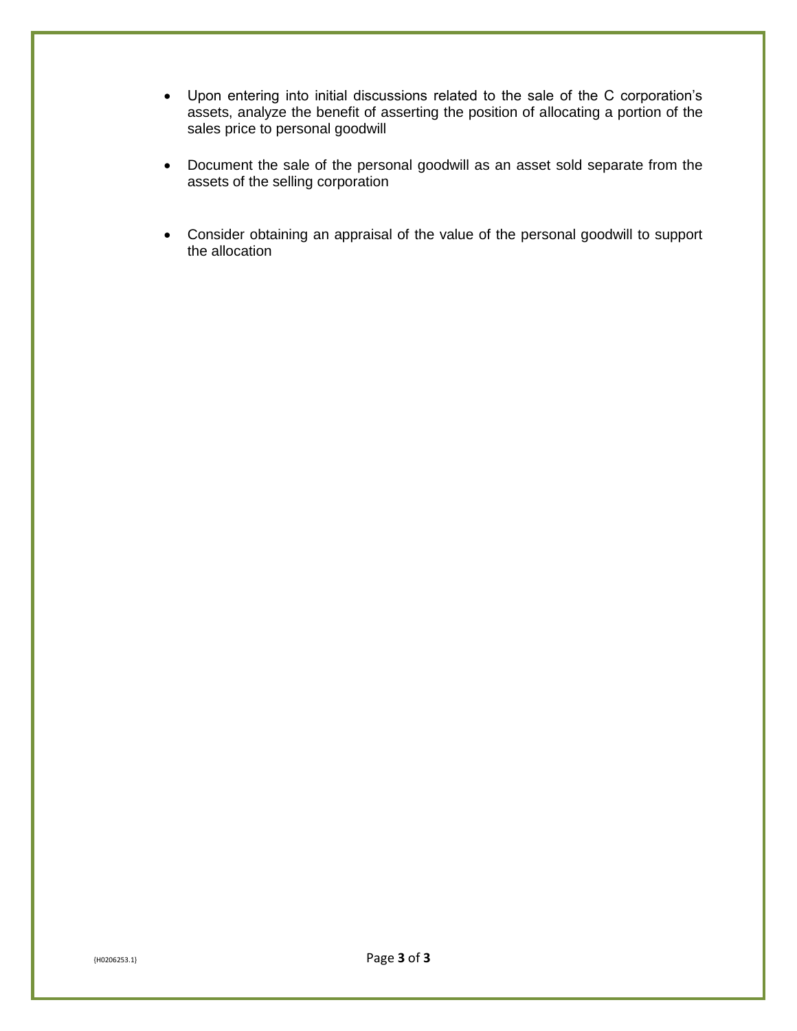- Upon entering into initial discussions related to the sale of the C corporation's assets, analyze the benefit of asserting the position of allocating a portion of the sales price to personal goodwill

- Document the sale of the personal goodwill as an asset sold separate from the assets of the selling corporation

- Consider obtaining an appraisal of the value of the personal goodwill to support the allocation